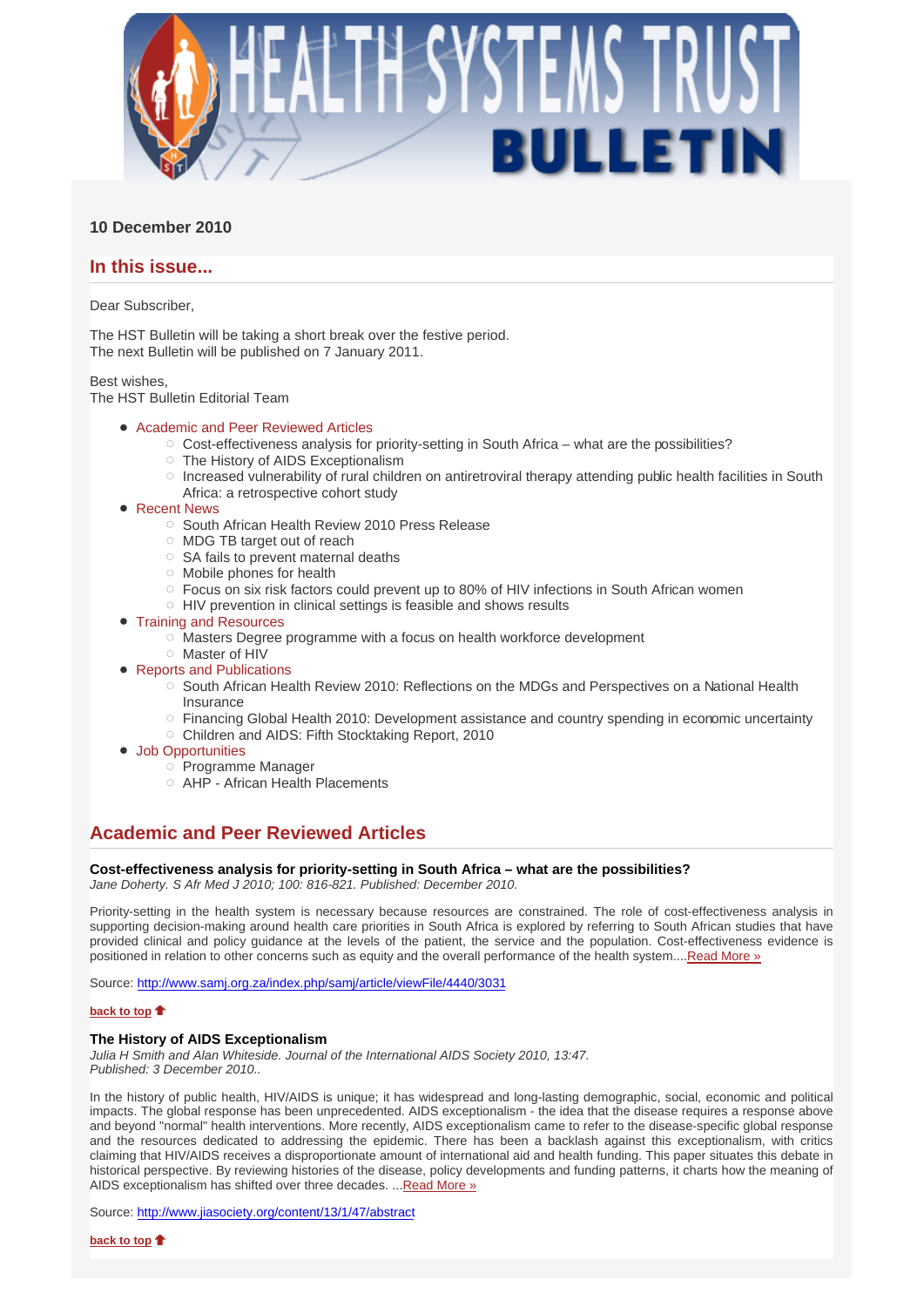# HEALTH SYSTEMS TRUST BULLETIN

**10 December 2010**

## In this issue...

Dear Subscriber,

The HST Bulletin will be taking a short break over the festive period.
The next Bulletin will be published on 7 January 2011.

Best wishes,
The HST Bulletin Editorial Team

- Academic and Peer Reviewed Articles
  - Cost-effectiveness analysis for priority-setting in South Africa – what are the possibilities?
  - The History of AIDS Exceptionalism
  - Increased vulnerability of rural children on antiretroviral therapy attending public health facilities in South Africa: a retrospective cohort study
- Recent News
  - South African Health Review 2010 Press Release
  - MDG TB target out of reach
  - SA fails to prevent maternal deaths
  - Mobile phones for health
  - Focus on six risk factors could prevent up to 80% of HIV infections in South African women
  - HIV prevention in clinical settings is feasible and shows results
- Training and Resources
  - Masters Degree programme with a focus on health workforce development
  - Master of HIV
- Reports and Publications
  - South African Health Review 2010: Reflections on the MDGs and Perspectives on a National Health Insurance
  - Financing Global Health 2010: Development assistance and country spending in economic uncertainty
  - Children and AIDS: Fifth Stocktaking Report, 2010
- Job Opportunities
  - Programme Manager
  - AHP - African Health Placements

## Academic and Peer Reviewed Articles

**Cost-effectiveness analysis for priority-setting in South Africa – what are the possibilities?**
*Jane Doherty. S Afr Med J 2010; 100: 816-821. Published: December 2010.*

Priority-setting in the health system is necessary because resources are constrained. The role of cost-effectiveness analysis in supporting decision-making around health care priorities in South Africa is explored by referring to South African studies that have provided clinical and policy guidance at the levels of the patient, the service and the population. Cost-effectiveness evidence is positioned in relation to other concerns such as equity and the overall performance of the health system....Read More »

Source: http://www.samj.org.za/index.php/samj/article/viewFile/4440/3031

**back to top**

**The History of AIDS Exceptionalism**
*Julia H Smith and Alan Whiteside. Journal of the International AIDS Society 2010, 13:47. Published: 3 December 2010..*

In the history of public health, HIV/AIDS is unique; it has widespread and long-lasting demographic, social, economic and political impacts. The global response has been unprecedented. AIDS exceptionalism - the idea that the disease requires a response above and beyond "normal" health interventions. More recently, AIDS exceptionalism came to refer to the disease-specific global response and the resources dedicated to addressing the epidemic. There has been a backlash against this exceptionalism, with critics claiming that HIV/AIDS receives a disproportionate amount of international aid and health funding. This paper situates this debate in historical perspective. By reviewing histories of the disease, policy developments and funding patterns, it charts how the meaning of AIDS exceptionalism has shifted over three decades. ...Read More »

Source: http://www.jiasociety.org/content/13/1/47/abstract

**back to top**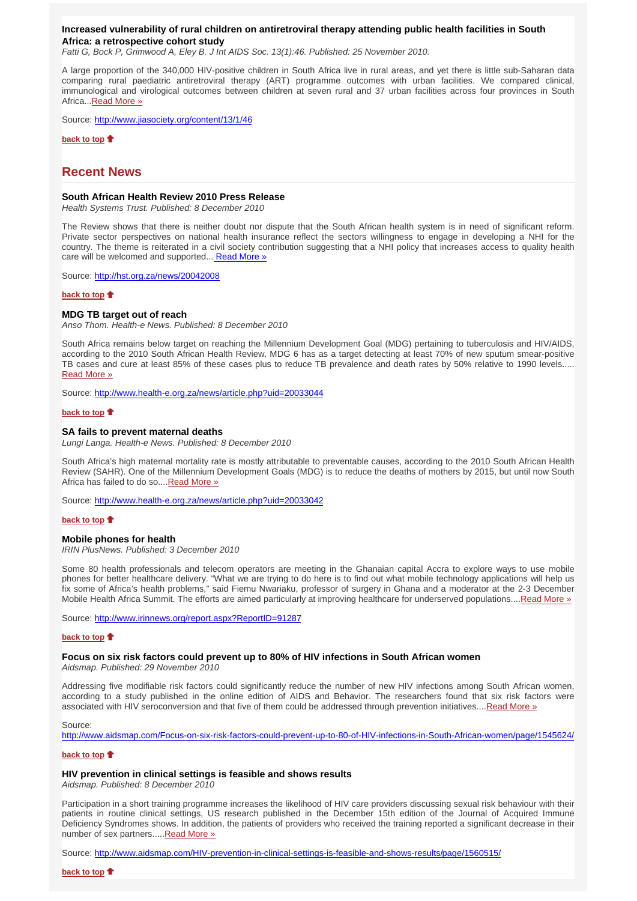### Increased vulnerability of rural children on antiretroviral therapy attending public health facilities in South Africa: a retrospective cohort study

*Fatti G, Bock P, Grimwood A, Eley B. J Int AIDS Soc. 13(1):46. Published: 25 November 2010.*

A large proportion of the 340,000 HIV-positive children in South Africa live in rural areas, and yet there is little sub-Saharan data comparing rural paediatric antiretroviral therapy (ART) programme outcomes with urban facilities. We compared clinical, immunological and virological outcomes between children at seven rural and 37 urban facilities across four provinces in South Africa...Read More »

Source: http://www.jiasociety.org/content/13/1/46

**back to top**

## Recent News

### South African Health Review 2010 Press Release

*Health Systems Trust. Published: 8 December 2010*

The Review shows that there is neither doubt nor dispute that the South African health system is in need of significant reform. Private sector perspectives on national health insurance reflect the sectors willingness to engage in developing a NHI for the country. The theme is reiterated in a civil society contribution suggesting that a NHI policy that increases access to quality health care will be welcomed and supported... Read More »

Source: http://hst.org.za/news/20042008

**back to top**

### MDG TB target out of reach

*Anso Thom. Health-e News. Published: 8 December 2010*

South Africa remains below target on reaching the Millennium Development Goal (MDG) pertaining to tuberculosis and HIV/AIDS, according to the 2010 South African Health Review. MDG 6 has as a target detecting at least 70% of new sputum smear-positive TB cases and cure at least 85% of these cases plus to reduce TB prevalence and death rates by 50% relative to 1990 levels..... Read More »

Source: http://www.health-e.org.za/news/article.php?uid=20033044

**back to top**

### SA fails to prevent maternal deaths

*Lungi Langa. Health-e News. Published: 8 December 2010*

South Africa's high maternal mortality rate is mostly attributable to preventable causes, according to the 2010 South African Health Review (SAHR). One of the Millennium Development Goals (MDG) is to reduce the deaths of mothers by 2015, but until now South Africa has failed to do so....Read More »

Source: http://www.health-e.org.za/news/article.php?uid=20033042

**back to top**

### Mobile phones for health

*IRIN PlusNews. Published: 3 December 2010*

Some 80 health professionals and telecom operators are meeting in the Ghanaian capital Accra to explore ways to use mobile phones for better healthcare delivery. "What we are trying to do here is to find out what mobile technology applications will help us fix some of Africa's health problems," said Fiemu Nwariaku, professor of surgery in Ghana and a moderator at the 2-3 December Mobile Health Africa Summit. The efforts are aimed particularly at improving healthcare for underserved populations....Read More »

Source: http://www.irinnews.org/report.aspx?ReportID=91287

**back to top**

### Focus on six risk factors could prevent up to 80% of HIV infections in South African women

*Aidsmap. Published: 29 November 2010*

Addressing five modifiable risk factors could significantly reduce the number of new HIV infections among South African women, according to a study published in the online edition of AIDS and Behavior. The researchers found that six risk factors were associated with HIV seroconversion and that five of them could be addressed through prevention initiatives....Read More »

Source: http://www.aidsmap.com/Focus-on-six-risk-factors-could-prevent-up-to-80-of-HIV-infections-in-South-African-women/page/1545624/

**back to top**

### HIV prevention in clinical settings is feasible and shows results

*Aidsmap. Published: 8 December 2010*

Participation in a short training programme increases the likelihood of HIV care providers discussing sexual risk behaviour with their patients in routine clinical settings, US research published in the December 15th edition of the Journal of Acquired Immune Deficiency Syndromes shows. In addition, the patients of providers who received the training reported a significant decrease in their number of sex partners.....Read More »

Source: http://www.aidsmap.com/HIV-prevention-in-clinical-settings-is-feasible-and-shows-results/page/1560515/

**back to top**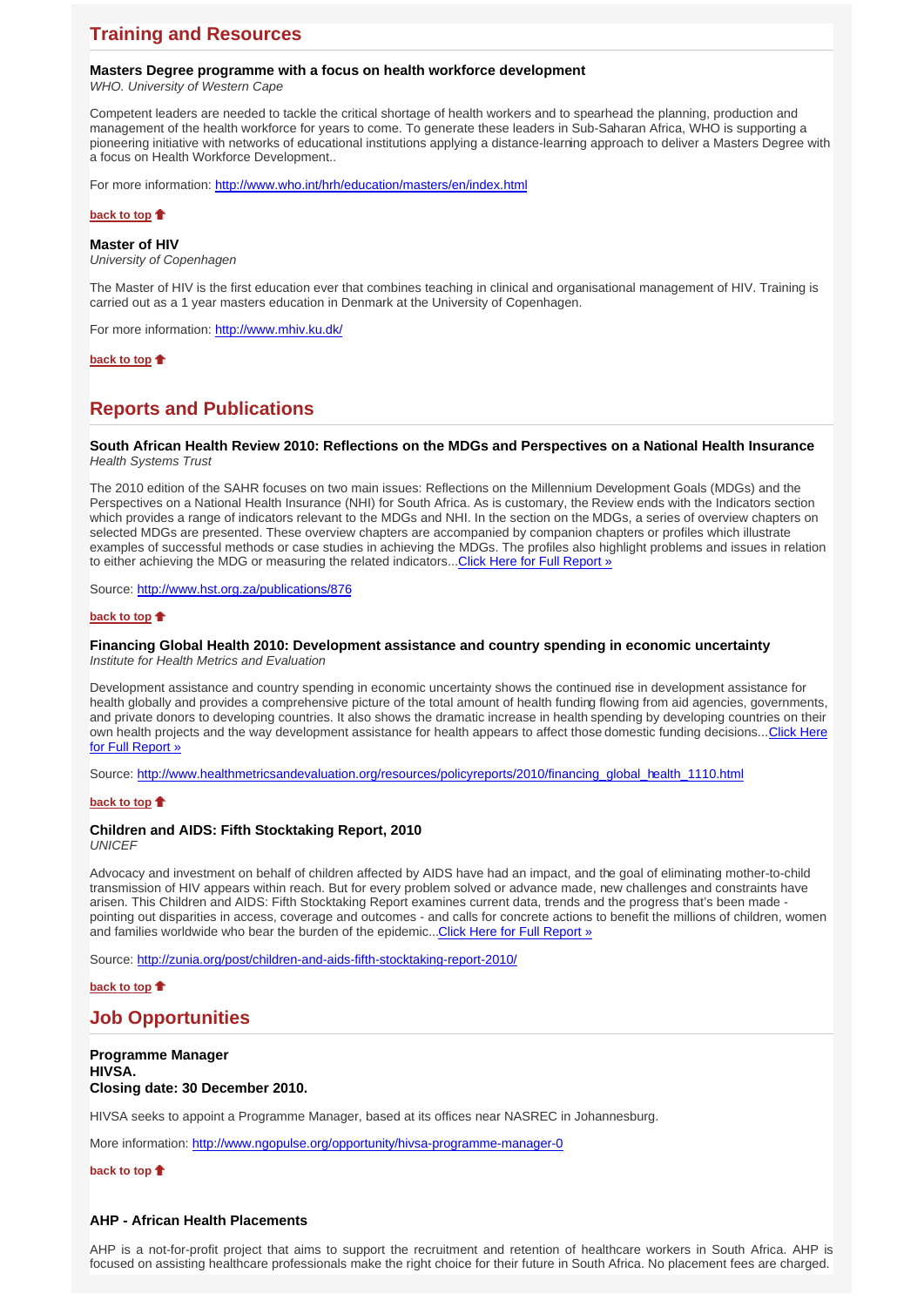## Training and Resources

**Masters Degree programme with a focus on health workforce development**
*WHO. University of Western Cape*

Competent leaders are needed to tackle the critical shortage of health workers and to spearhead the planning, production and management of the health workforce for years to come. To generate these leaders in Sub-Saharan Africa, WHO is supporting a pioneering initiative with networks of educational institutions applying a distance-learning approach to deliver a Masters Degree with a focus on Health Workforce Development..

For more information: http://www.who.int/hrh/education/masters/en/index.html

**back to top**

**Master of HIV**
*University of Copenhagen*

The Master of HIV is the first education ever that combines teaching in clinical and organisational management of HIV. Training is carried out as a 1 year masters education in Denmark at the University of Copenhagen.

For more information: http://www.mhiv.ku.dk/

**back to top**

## Reports and Publications

**South African Health Review 2010: Reflections on the MDGs and Perspectives on a National Health Insurance**
*Health Systems Trust*

The 2010 edition of the SAHR focuses on two main issues: Reflections on the Millennium Development Goals (MDGs) and the Perspectives on a National Health Insurance (NHI) for South Africa. As is customary, the Review ends with the Indicators section which provides a range of indicators relevant to the MDGs and NHI. In the section on the MDGs, a series of overview chapters on selected MDGs are presented. These overview chapters are accompanied by companion chapters or profiles which illustrate examples of successful methods or case studies in achieving the MDGs. The profiles also highlight problems and issues in relation to either achieving the MDG or measuring the related indicators...Click Here for Full Report »

Source: http://www.hst.org.za/publications/876

**back to top**

**Financing Global Health 2010: Development assistance and country spending in economic uncertainty**
*Institute for Health Metrics and Evaluation*

Development assistance and country spending in economic uncertainty shows the continued rise in development assistance for health globally and provides a comprehensive picture of the total amount of health funding flowing from aid agencies, governments, and private donors to developing countries. It also shows the dramatic increase in health spending by developing countries on their own health projects and the way development assistance for health appears to affect those domestic funding decisions...Click Here for Full Report »

Source: http://www.healthmetricsandevaluation.org/resources/policyreports/2010/financing_global_health_1110.html

**back to top**

**Children and AIDS: Fifth Stocktaking Report, 2010**
*UNICEF*

Advocacy and investment on behalf of children affected by AIDS have had an impact, and the goal of eliminating mother-to-child transmission of HIV appears within reach. But for every problem solved or advance made, new challenges and constraints have arisen. This Children and AIDS: Fifth Stocktaking Report examines current data, trends and the progress that's been made - pointing out disparities in access, coverage and outcomes - and calls for concrete actions to benefit the millions of children, women and families worldwide who bear the burden of the epidemic...Click Here for Full Report »

Source: http://zunia.org/post/children-and-aids-fifth-stocktaking-report-2010/

**back to top**

## Job Opportunities

**Programme Manager**
**HIVSA.**
**Closing date: 30 December 2010.**

HIVSA seeks to appoint a Programme Manager, based at its offices near NASREC in Johannesburg.

More information: http://www.ngopulse.org/opportunity/hivsa-programme-manager-0

**back to top**

**AHP - African Health Placements**

AHP is a not-for-profit project that aims to support the recruitment and retention of healthcare workers in South Africa. AHP is focused on assisting healthcare professionals make the right choice for their future in South Africa. No placement fees are charged.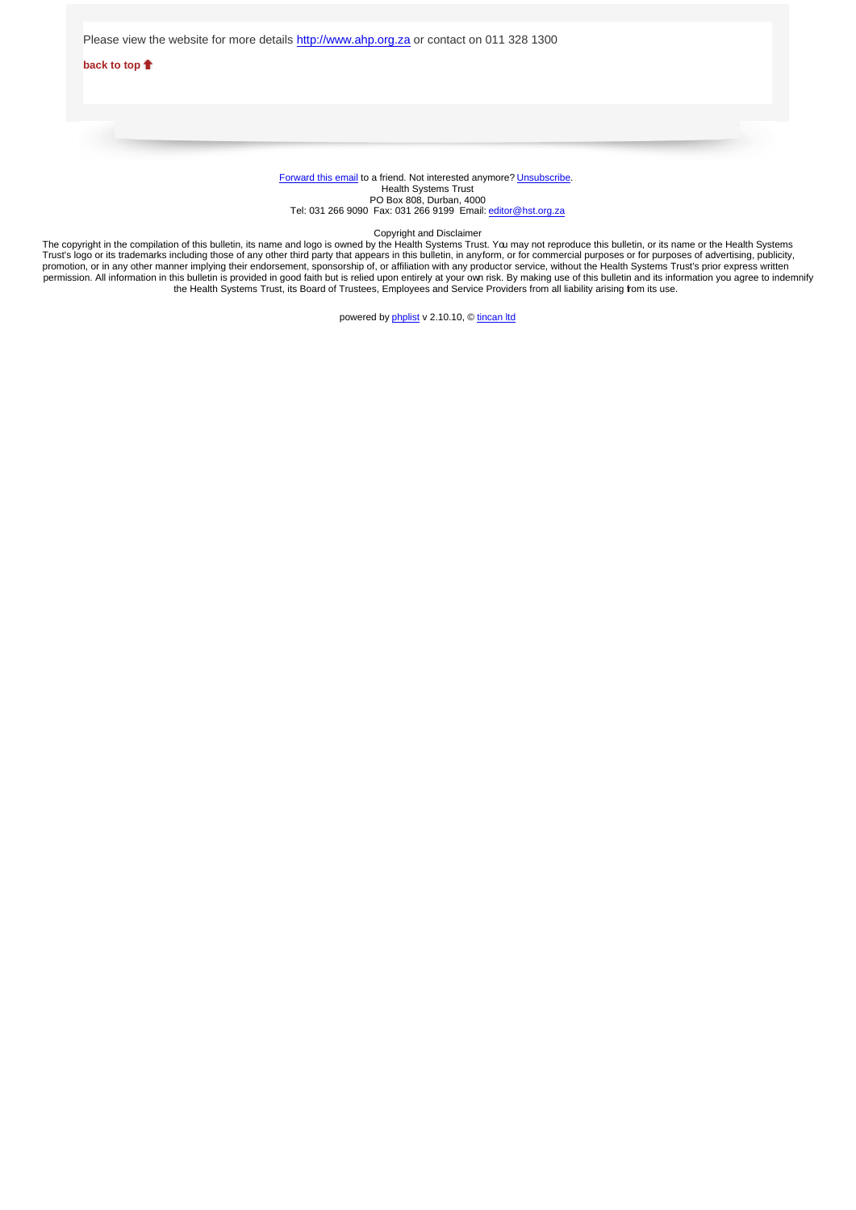Please view the website for more details http://www.ahp.org.za or contact on 011 328 1300

**back to top**

Forward this email to a friend. Not interested anymore? Unsubscribe.
Health Systems Trust
PO Box 808, Durban, 4000
Tel: 031 266 9090 Fax: 031 266 9199 Email: editor@hst.org.za

Copyright and Disclaimer
The copyright in the compilation of this bulletin, its name and logo is owned by the Health Systems Trust. You may not reproduce this bulletin, or its name or the Health Systems Trust's logo or its trademarks including those of any other third party that appears in this bulletin, in any form, or for commercial purposes or for purposes of advertising, publicity, promotion, or in any other manner implying their endorsement, sponsorship of, or affiliation with any product or service, without the Health Systems Trust's prior express written permission. All information in this bulletin is provided in good faith but is relied upon entirely at your own risk. By making use of this bulletin and its information you agree to indemnify the Health Systems Trust, its Board of Trustees, Employees and Service Providers from all liability arising from its use.

powered by phplist v 2.10.10, © tincan ltd